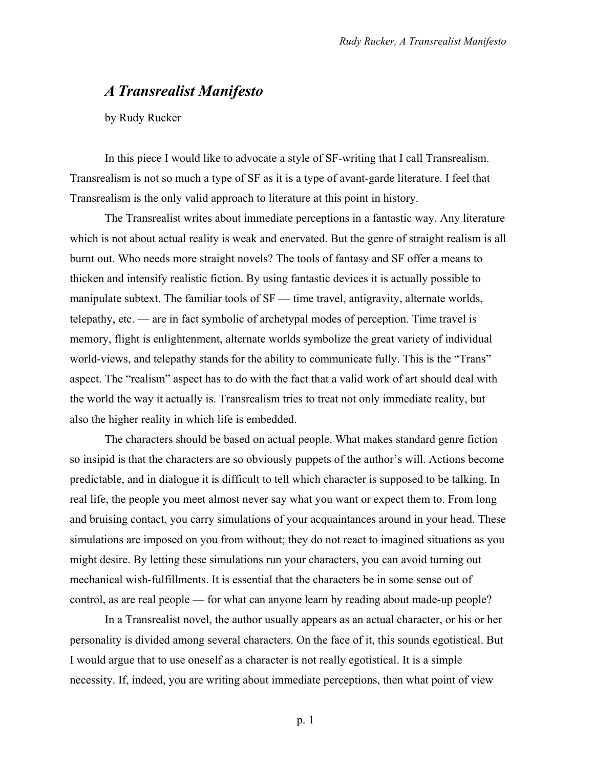# *A Transrealist Manifesto*

by Rudy Rucker

In this piece I would like to advocate a style of SF-writing that I call Transrealism. Transrealism is not so much a type of SF as it is a type of avant-garde literature. I feel that Transrealism is the only valid approach to literature at this point in history.

The Transrealist writes about immediate perceptions in a fantastic way. Any literature which is not about actual reality is weak and enervated. But the genre of straight realism is all burnt out. Who needs more straight novels? The tools of fantasy and SF offer a means to thicken and intensify realistic fiction. By using fantastic devices it is actually possible to manipulate subtext. The familiar tools of SF — time travel, antigravity, alternate worlds, telepathy, etc. — are in fact symbolic of archetypal modes of perception. Time travel is memory, flight is enlightenment, alternate worlds symbolize the great variety of individual world-views, and telepathy stands for the ability to communicate fully. This is the "Trans" aspect. The "realism" aspect has to do with the fact that a valid work of art should deal with the world the way it actually is. Transrealism tries to treat not only immediate reality, but also the higher reality in which life is embedded.

The characters should be based on actual people. What makes standard genre fiction so insipid is that the characters are so obviously puppets of the author's will. Actions become predictable, and in dialogue it is difficult to tell which character is supposed to be talking. In real life, the people you meet almost never say what you want or expect them to. From long and bruising contact, you carry simulations of your acquaintances around in your head. These simulations are imposed on you from without; they do not react to imagined situations as you might desire. By letting these simulations run your characters, you can avoid turning out mechanical wish-fulfillments. It is essential that the characters be in some sense out of control, as are real people — for what can anyone learn by reading about made-up people?

In a Transrealist novel, the author usually appears as an actual character, or his or her personality is divided among several characters. On the face of it, this sounds egotistical. But I would argue that to use oneself as a character is not really egotistical. It is a simple necessity. If, indeed, you are writing about immediate perceptions, then what point of view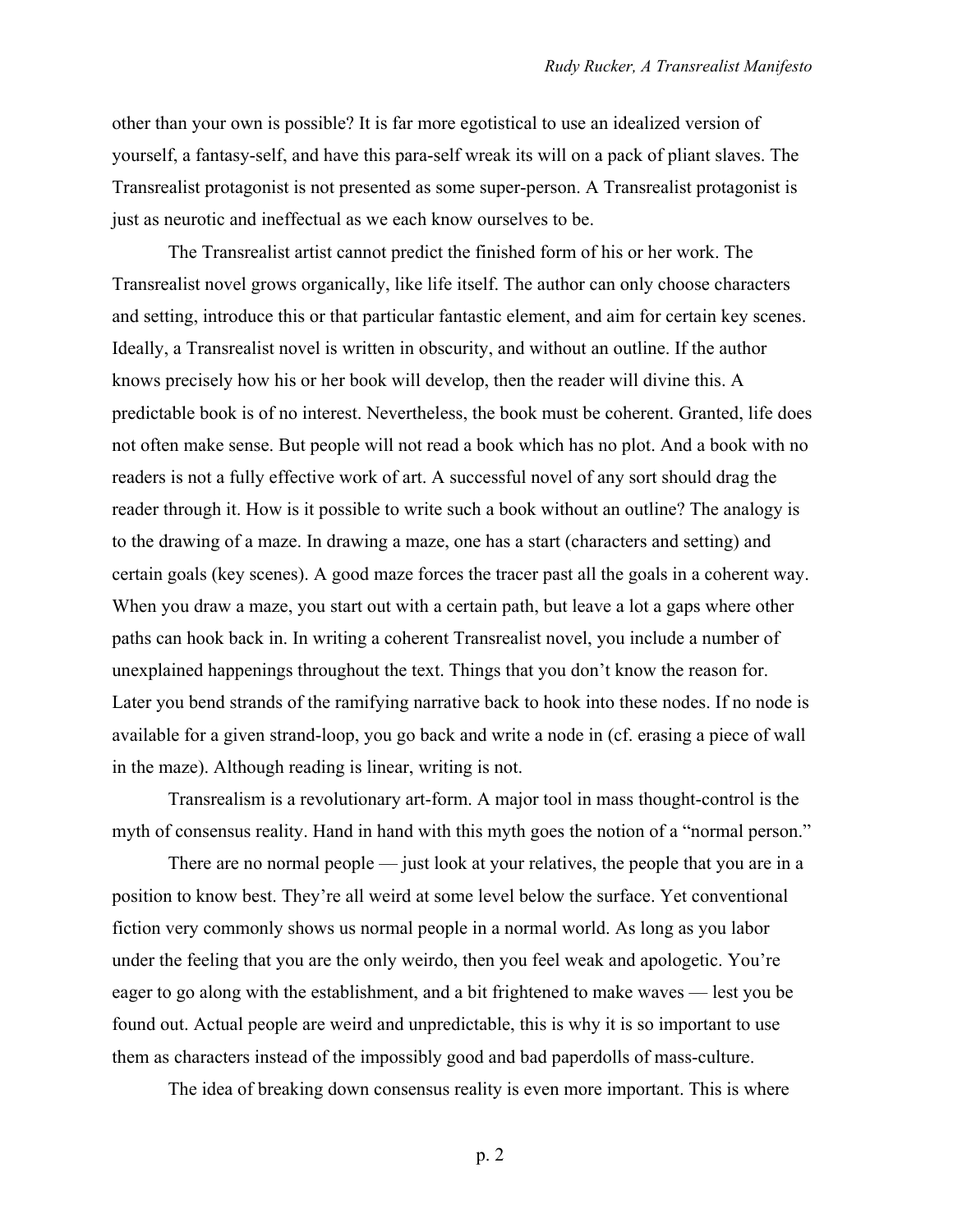other than your own is possible? It is far more egotistical to use an idealized version of yourself, a fantasy-self, and have this para-self wreak its will on a pack of pliant slaves. The Transrealist protagonist is not presented as some super-person. A Transrealist protagonist is just as neurotic and ineffectual as we each know ourselves to be.

The Transrealist artist cannot predict the finished form of his or her work. The Transrealist novel grows organically, like life itself. The author can only choose characters and setting, introduce this or that particular fantastic element, and aim for certain key scenes. Ideally, a Transrealist novel is written in obscurity, and without an outline. If the author knows precisely how his or her book will develop, then the reader will divine this. A predictable book is of no interest. Nevertheless, the book must be coherent. Granted, life does not often make sense. But people will not read a book which has no plot. And a book with no readers is not a fully effective work of art. A successful novel of any sort should drag the reader through it. How is it possible to write such a book without an outline? The analogy is to the drawing of a maze. In drawing a maze, one has a start (characters and setting) and certain goals (key scenes). A good maze forces the tracer past all the goals in a coherent way. When you draw a maze, you start out with a certain path, but leave a lot a gaps where other paths can hook back in. In writing a coherent Transrealist novel, you include a number of unexplained happenings throughout the text. Things that you don't know the reason for. Later you bend strands of the ramifying narrative back to hook into these nodes. If no node is available for a given strand-loop, you go back and write a node in (cf. erasing a piece of wall in the maze). Although reading is linear, writing is not.

Transrealism is a revolutionary art-form. A major tool in mass thought-control is the myth of consensus reality. Hand in hand with this myth goes the notion of a "normal person."

There are no normal people — just look at your relatives, the people that you are in a position to know best. They're all weird at some level below the surface. Yet conventional fiction very commonly shows us normal people in a normal world. As long as you labor under the feeling that you are the only weirdo, then you feel weak and apologetic. You're eager to go along with the establishment, and a bit frightened to make waves — lest you be found out. Actual people are weird and unpredictable, this is why it is so important to use them as characters instead of the impossibly good and bad paperdolls of mass-culture.

The idea of breaking down consensus reality is even more important. This is where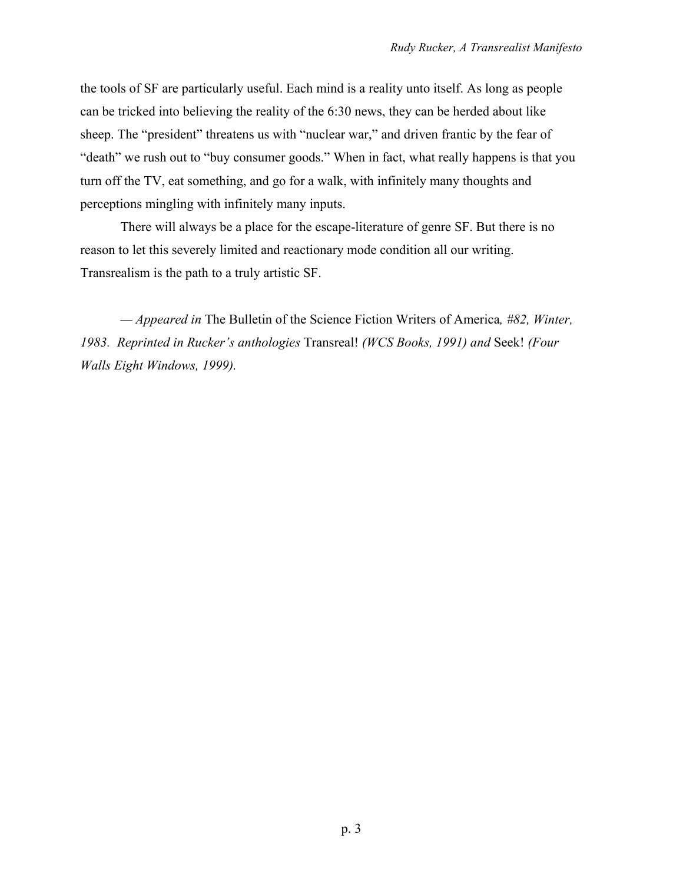the tools of SF are particularly useful. Each mind is a reality unto itself. As long as people can be tricked into believing the reality of the 6:30 news, they can be herded about like sheep. The "president" threatens us with "nuclear war," and driven frantic by the fear of "death" we rush out to "buy consumer goods." When in fact, what really happens is that you turn off the TV, eat something, and go for a walk, with infinitely many thoughts and perceptions mingling with infinitely many inputs.

There will always be a place for the escape-literature of genre SF. But there is no reason to let this severely limited and reactionary mode condition all our writing. Transrealism is the path to a truly artistic SF.

*— Appeared in* The Bulletin of the Science Fiction Writers of America*, #82, Winter, 1983. Reprinted in Rucker's anthologies* Transreal! *(WCS Books, 1991) and* Seek! *(Four Walls Eight Windows, 1999).*